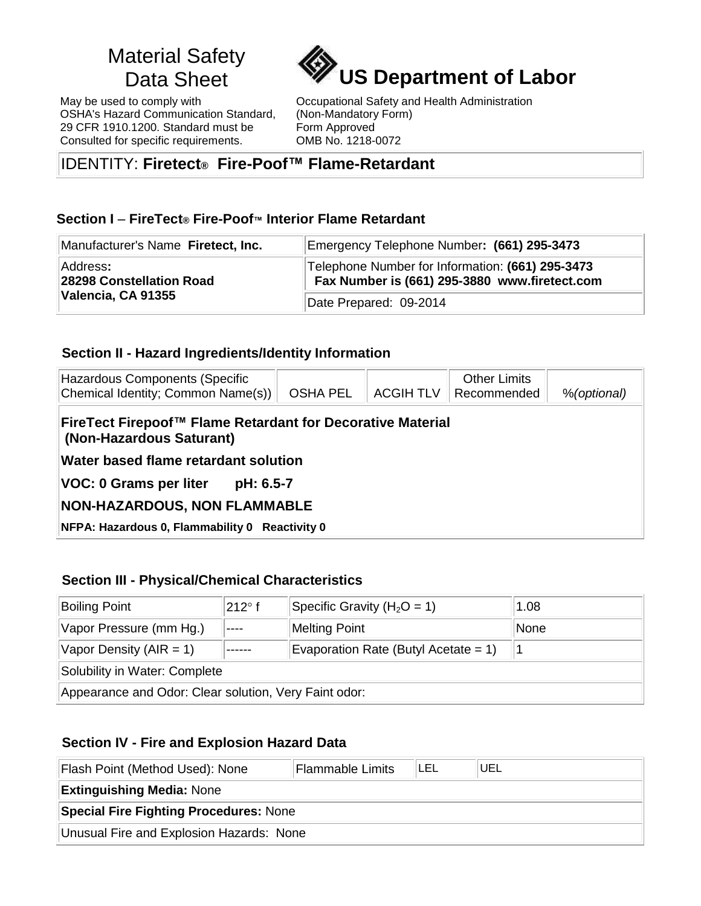# Material Safety Data Sheet

# US Department of Labor

May be used to comply with OSHA's Hazard Communication Standard, 29 CFR 1910.1200. Standard must be Consulted for specific requirements.

Occupational Safety and Health Administration
(Non-Mandatory Form)
Form Approved
OMB No. 1218-0072

IDENTITY: **Firetect® Fire-Poof™ Flame-Retardant**

### Section I – FireTect® Fire-Poof™ Interior Flame Retardant

| Manufacturer's Name **Firetect, Inc.** | Emergency Telephone Number**: (661) 295-3473** |
|---|---|
| Address**:** **28298 Constellation Road Valencia, CA 91355** | Telephone Number for Information: **(661) 295-3473** **Fax Number is (661) 295-3880 www.firetect.com** |
| | Date Prepared: 09-2014 |

### Section II - Hazard Ingredients/Identity Information

| Hazardous Components (Specific Chemical Identity; Common Name(s)) | OSHA PEL | ACGIH TLV | Other Limits Recommended | %*(optional)* |
|---|---|---|---|---|
| **FireTect Firepoof™ Flame Retardant for Decorative Material (Non-Hazardous Saturant)** | | | | |
| **Water based flame retardant solution** | | | | |
| **VOC: 0 Grams per liter pH: 6.5-7** | | | | |
| **NON-HAZARDOUS, NON FLAMMABLE** | | | | |
| **NFPA: Hazardous 0, Flammability 0 Reactivity 0** | | | | |

### Section III - Physical/Chemical Characteristics

| Boiling Point | 212° f | Specific Gravity ($H_2O$ = 1) | 1.08 |
|---|---|---|---|
| Vapor Pressure (mm Hg.) | ---- | Melting Point | None |
| Vapor Density (AIR = 1) | ------ | Evaporation Rate (Butyl Acetate = 1) | 1 |
| Solubility in Water: Complete | | | |
| Appearance and Odor: Clear solution, Very Faint odor: | | | |

### Section IV - Fire and Explosion Hazard Data

| Flash Point (Method Used): None | Flammable Limits | LEL | UEL |
|---|---|---|---|
| **Extinguishing Media:** None | | | |
| **Special Fire Fighting Procedures:** None | | | |
| Unusual Fire and Explosion Hazards: None | | | |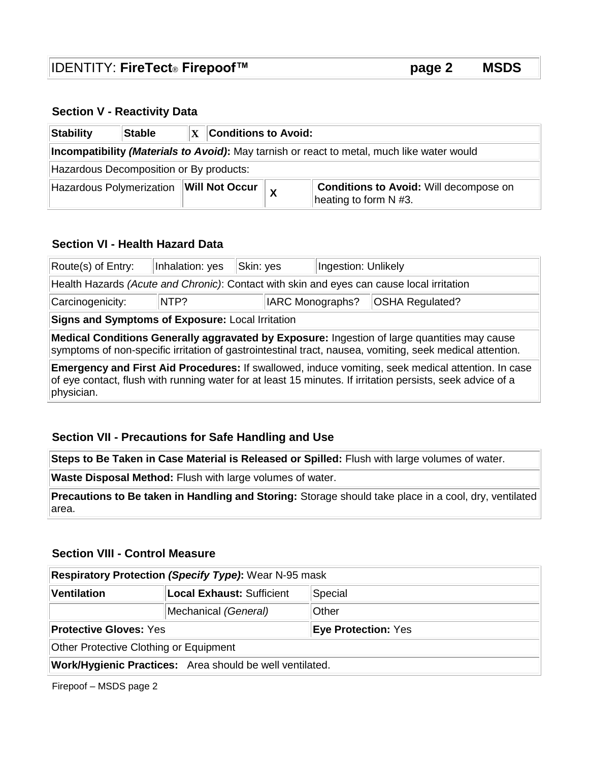| IDENTITY: **FireTect® Firepoof™** | **page 2** | **MSDS** |
|---|---|---|

### Section V - Reactivity Data

| | | | |
|---|---|---|---|
| **Stability** | **Stable** | X | **Conditions to Avoid:** |
| **Incompatibility *(Materials to Avoid)*:** May tarnish or react to metal, much like water would | | | |
| Hazardous Decomposition or By products: | | | |

| | | | |
|---|---|---|---|
| Hazardous Polymerization | **Will Not Occur** | **X** | **Conditions to Avoid:** Will decompose on heating to form N #3. |

### Section VI - Health Hazard Data

| | | | |
|---|---|---|---|
| Route(s) of Entry: | Inhalation: yes | Skin: yes | Ingestion: Unlikely |
| Health Hazards *(Acute and Chronic)*: Contact with skin and eyes can cause local irritation | | | |
| Carcinogenicity: | NTP? | IARC Monographs? | OSHA Regulated? |
| **Signs and Symptoms of Exposure:** Local Irritation | | | |
| **Medical Conditions Generally aggravated by Exposure:** Ingestion of large quantities may cause symptoms of non-specific irritation of gastrointestinal tract, nausea, vomiting, seek medical attention. | | | |
| **Emergency and First Aid Procedures:** If swallowed, induce vomiting, seek medical attention. In case of eye contact, flush with running water for at least 15 minutes. If irritation persists, seek advice of a physician. | | | |

### Section VII - Precautions for Safe Handling and Use

| |
|---|
| **Steps to Be Taken in Case Material is Released or Spilled:** Flush with large volumes of water. |
| **Waste Disposal Method:** Flush with large volumes of water. |
| **Precautions to Be taken in Handling and Storing:** Storage should take place in a cool, dry, ventilated area. |

### Section VIII - Control Measure

| | | |
|---|---|---|
| **Respiratory Protection *(Specify Type)*:** Wear N-95 mask | | |
| **Ventilation** | **Local Exhaust:** Sufficient | Special |
| | Mechanical *(General)* | Other |
| **Protective Gloves:** Yes | | **Eye Protection:** Yes |
| Other Protective Clothing or Equipment | | |
| **Work/Hygienic Practices:** Area should be well ventilated. | | |